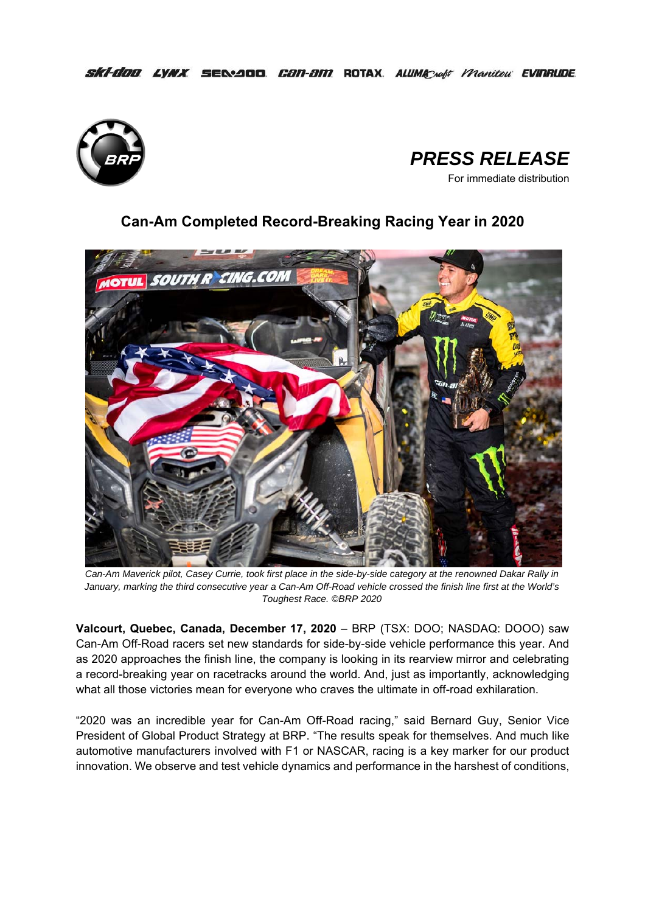# PRESS RELEASE

For immediate distribution

## Can-Am Completed Record-Breaking Racing Year in 2020

*Can-Am Maverick pilot, Casey Currie, took first place in the side-by-side category at the renowned Dakar Rally in January, marking the third consecutive year a Can-Am Off-Road vehicle crossed the finish line first at the World's Toughest Race. ©BRP 2020*

**Valcourt, Quebec, Canada, December 17, 2020** – BRP (TSX: DOO; NASDAQ: DOOO) saw Can-Am Off-Road racers set new standards for side-by-side vehicle performance this year. And as 2020 approaches the finish line, the company is looking in its rearview mirror and celebrating a record-breaking year on racetracks around the world. And, just as importantly, acknowledging what all those victories mean for everyone who craves the ultimate in off-road exhilaration.

"2020 was an incredible year for Can-Am Off-Road racing," said Bernard Guy, Senior Vice President of Global Product Strategy at BRP. "The results speak for themselves. And much like automotive manufacturers involved with F1 or NASCAR, racing is a key marker for our product innovation. We observe and test vehicle dynamics and performance in the harshest of conditions,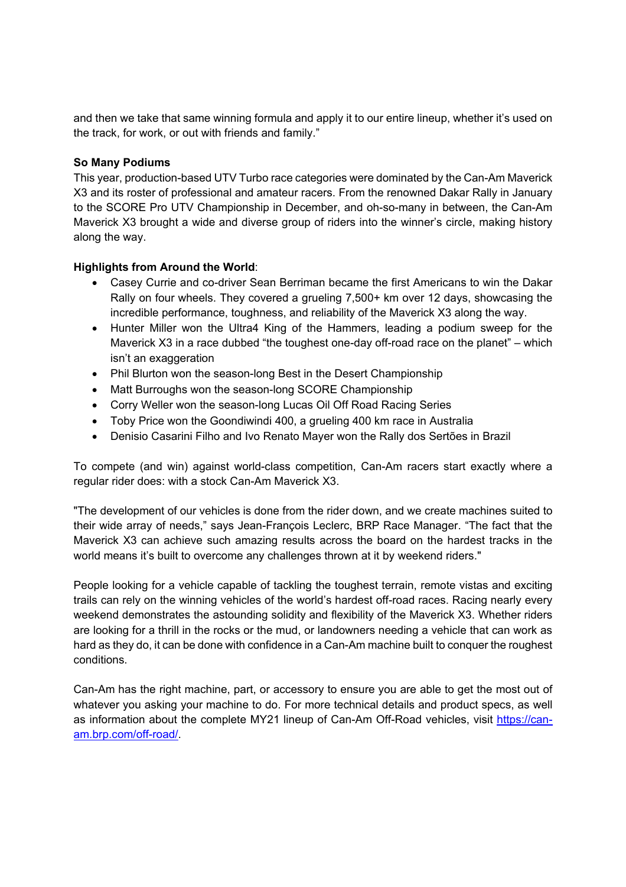and then we take that same winning formula and apply it to our entire lineup, whether it's used on the track, for work, or out with friends and family."

**So Many Podiums**

This year, production-based UTV Turbo race categories were dominated by the Can-Am Maverick X3 and its roster of professional and amateur racers. From the renowned Dakar Rally in January to the SCORE Pro UTV Championship in December, and oh-so-many in between, the Can-Am Maverick X3 brought a wide and diverse group of riders into the winner's circle, making history along the way.

**Highlights from Around the World**:

- Casey Currie and co-driver Sean Berriman became the first Americans to win the Dakar Rally on four wheels. They covered a grueling 7,500+ km over 12 days, showcasing the incredible performance, toughness, and reliability of the Maverick X3 along the way.
- Hunter Miller won the Ultra4 King of the Hammers, leading a podium sweep for the Maverick X3 in a race dubbed "the toughest one-day off-road race on the planet" – which isn't an exaggeration
- Phil Blurton won the season-long Best in the Desert Championship
- Matt Burroughs won the season-long SCORE Championship
- Corry Weller won the season-long Lucas Oil Off Road Racing Series
- Toby Price won the Goondiwindi 400, a grueling 400 km race in Australia
- Denisio Casarini Filho and Ivo Renato Mayer won the Rally dos Sertões in Brazil

To compete (and win) against world-class competition, Can-Am racers start exactly where a regular rider does: with a stock Can-Am Maverick X3.

"The development of our vehicles is done from the rider down, and we create machines suited to their wide array of needs," says Jean-François Leclerc, BRP Race Manager. "The fact that the Maverick X3 can achieve such amazing results across the board on the hardest tracks in the world means it's built to overcome any challenges thrown at it by weekend riders."

People looking for a vehicle capable of tackling the toughest terrain, remote vistas and exciting trails can rely on the winning vehicles of the world's hardest off-road races. Racing nearly every weekend demonstrates the astounding solidity and flexibility of the Maverick X3. Whether riders are looking for a thrill in the rocks or the mud, or landowners needing a vehicle that can work as hard as they do, it can be done with confidence in a Can-Am machine built to conquer the roughest conditions.

Can-Am has the right machine, part, or accessory to ensure you are able to get the most out of whatever you asking your machine to do. For more technical details and product specs, as well as information about the complete MY21 lineup of Can-Am Off-Road vehicles, visit [https://can-am.brp.com/off-road/](https://can-am.brp.com/off-road/).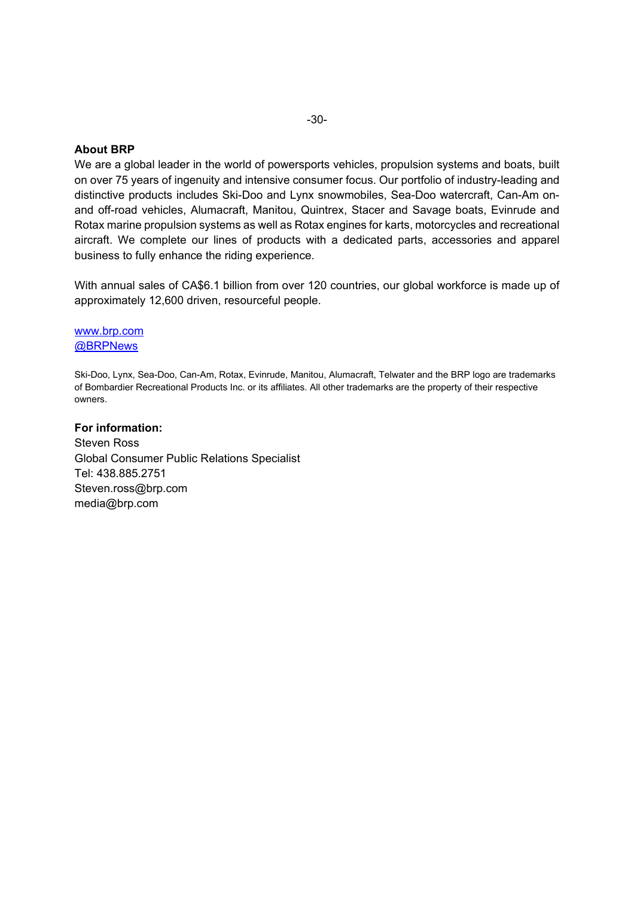-30-

**About BRP**

We are a global leader in the world of powersports vehicles, propulsion systems and boats, built on over 75 years of ingenuity and intensive consumer focus. Our portfolio of industry-leading and distinctive products includes Ski-Doo and Lynx snowmobiles, Sea-Doo watercraft, Can-Am on- and off-road vehicles, Alumacraft, Manitou, Quintrex, Stacer and Savage boats, Evinrude and Rotax marine propulsion systems as well as Rotax engines for karts, motorcycles and recreational aircraft. We complete our lines of products with a dedicated parts, accessories and apparel business to fully enhance the riding experience.

With annual sales of CA$6.1 billion from over 120 countries, our global workforce is made up of approximately 12,600 driven, resourceful people.

[www.brp.com](http://www.brp.com)
[@BRPNews](https://twitter.com/BRPNews)

Ski-Doo, Lynx, Sea-Doo, Can-Am, Rotax, Evinrude, Manitou, Alumacraft, Telwater and the BRP logo are trademarks of Bombardier Recreational Products Inc. or its affiliates. All other trademarks are the property of their respective owners.

**For information:**
Steven Ross
Global Consumer Public Relations Specialist
Tel: 438.885.2751
Steven.ross@brp.com
media@brp.com